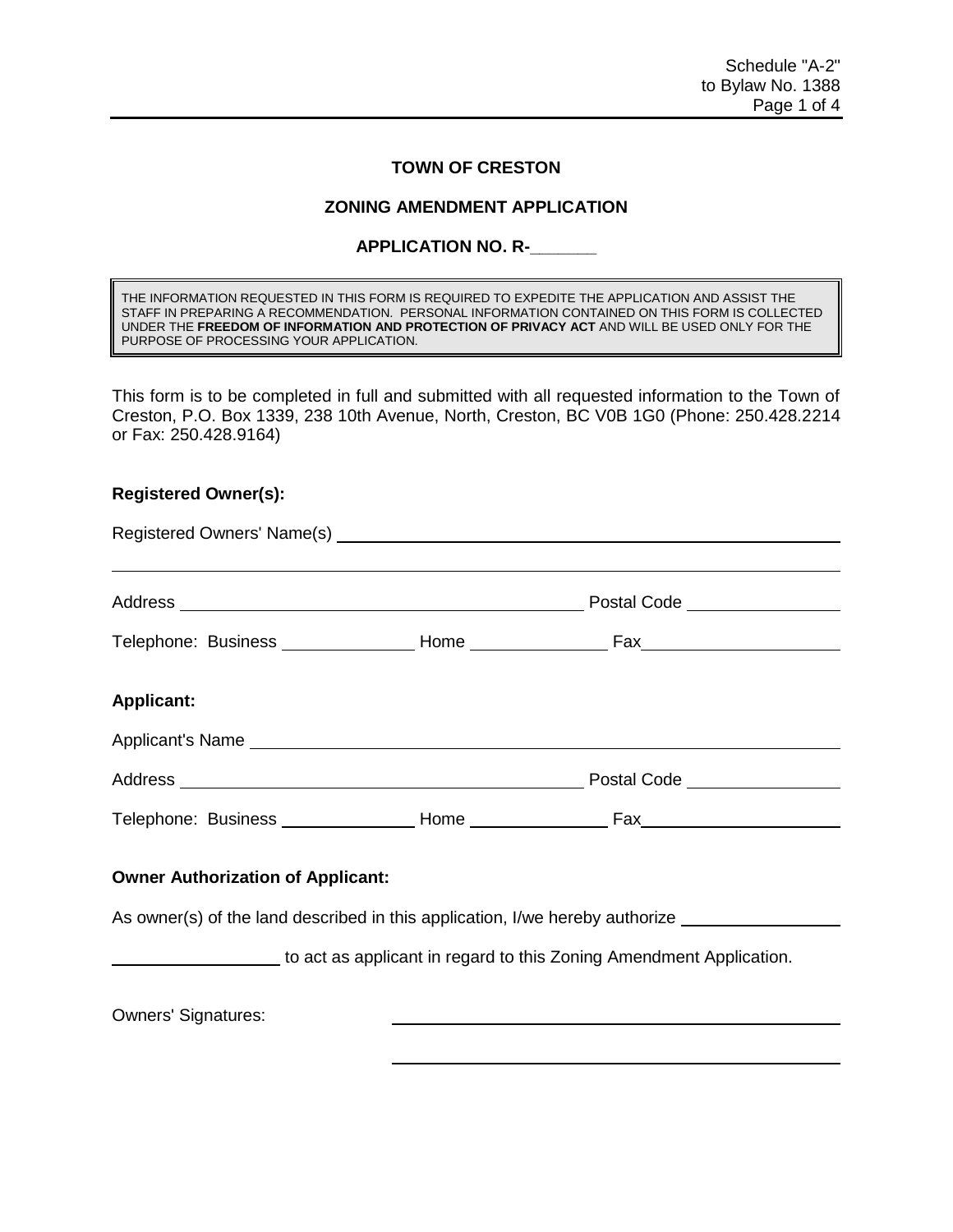Schedule "A-2"
to Bylaw No. 1388

# TOWN OF CRESTON

## ZONING AMENDMENT APPLICATION

### APPLICATION NO. R-_______

> THE INFORMATION REQUESTED IN THIS FORM IS REQUIRED TO EXPEDITE THE APPLICATION AND ASSIST THE STAFF IN PREPARING A RECOMMENDATION. PERSONAL INFORMATION CONTAINED ON THIS FORM IS COLLECTED UNDER THE **FREEDOM OF INFORMATION AND PROTECTION OF PRIVACY ACT** AND WILL BE USED ONLY FOR THE PURPOSE OF PROCESSING YOUR APPLICATION.

This form is to be completed in full and submitted with all requested information to the Town of Creston, P.O. Box 1339, 238 10th Avenue, North, Creston, BC V0B 1G0 (Phone: 250.428.2214 or Fax: 250.428.9164)

**Registered Owner(s):**

Registered Owners' Name(s) ______________________________________________

______________________________________________________________________

Address ____________________________________ Postal Code ______________

Telephone: Business ______________ Home ______________ Fax ______________

**Applicant:**

Applicant's Name ___________________________________________________

Address ____________________________________ Postal Code ______________

Telephone: Business ______________ Home ______________ Fax ______________

**Owner Authorization of Applicant:**

As owner(s) of the land described in this application, I/we hereby authorize ________________

________________ to act as applicant in regard to this Zoning Amendment Application.

Owners' Signatures: ____________________________________________

____________________________________________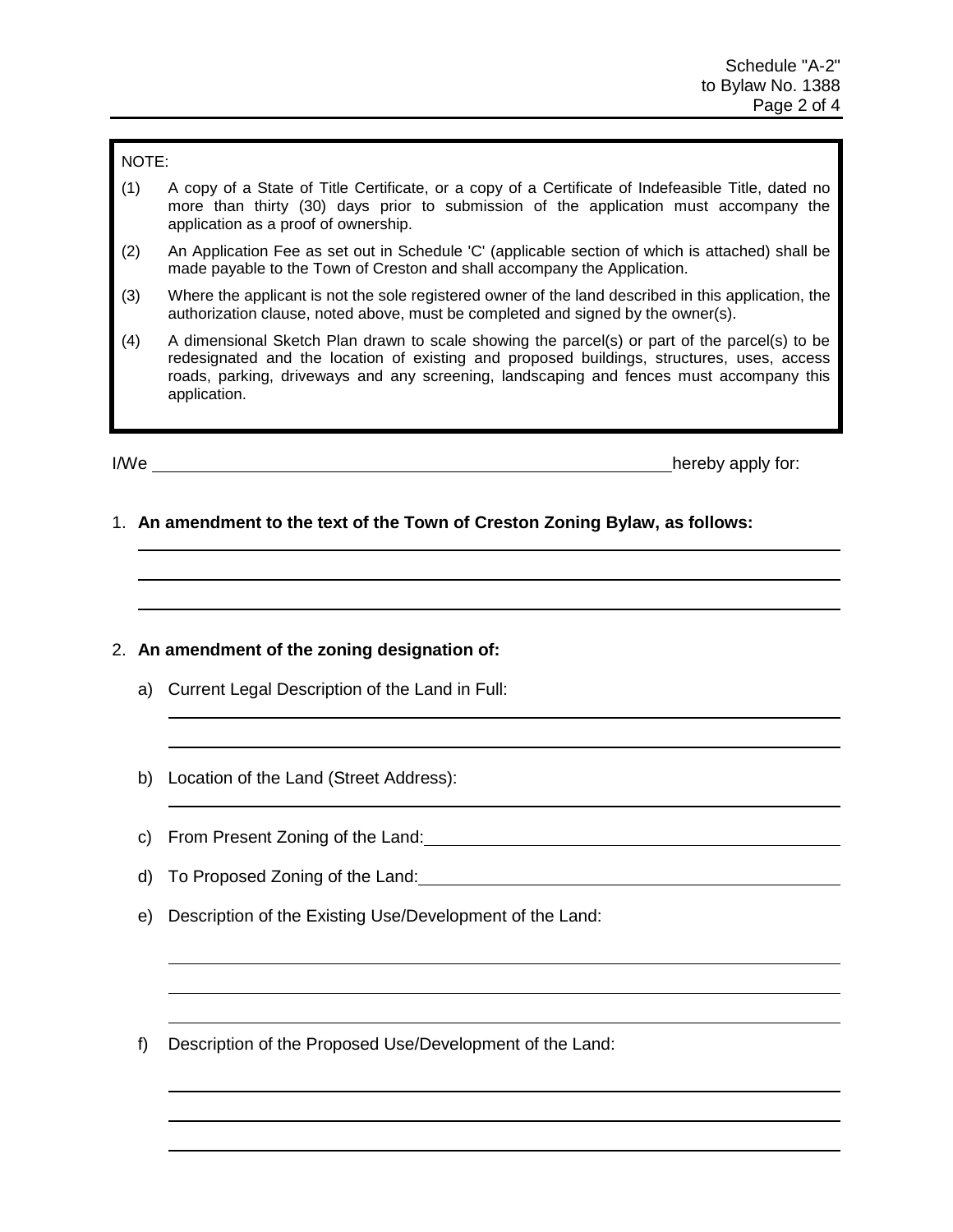NOTE:

(1) A copy of a State of Title Certificate, or a copy of a Certificate of Indefeasible Title, dated no more than thirty (30) days prior to submission of the application must accompany the application as a proof of ownership.

(2) An Application Fee as set out in Schedule 'C' (applicable section of which is attached) shall be made payable to the Town of Creston and shall accompany the Application.

(3) Where the applicant is not the sole registered owner of the land described in this application, the authorization clause, noted above, must be completed and signed by the owner(s).

(4) A dimensional Sketch Plan drawn to scale showing the parcel(s) or part of the parcel(s) to be redesignated and the location of existing and proposed buildings, structures, uses, access roads, parking, driveways and any screening, landscaping and fences must accompany this application.

I/We ______________________________________________ hereby apply for:

1. **An amendment to the text of the Town of Creston Zoning Bylaw, as follows:**

______________________________________________

______________________________________________

______________________________________________

2. **An amendment of the zoning designation of:**

a) Current Legal Description of the Land in Full:

______________________________________________

______________________________________________

b) Location of the Land (Street Address):

______________________________________________

c) From Present Zoning of the Land: ______________________________

d) To Proposed Zoning of the Land: ______________________________

e) Description of the Existing Use/Development of the Land:

______________________________________________

______________________________________________

______________________________________________

f) Description of the Proposed Use/Development of the Land:

______________________________________________

______________________________________________

______________________________________________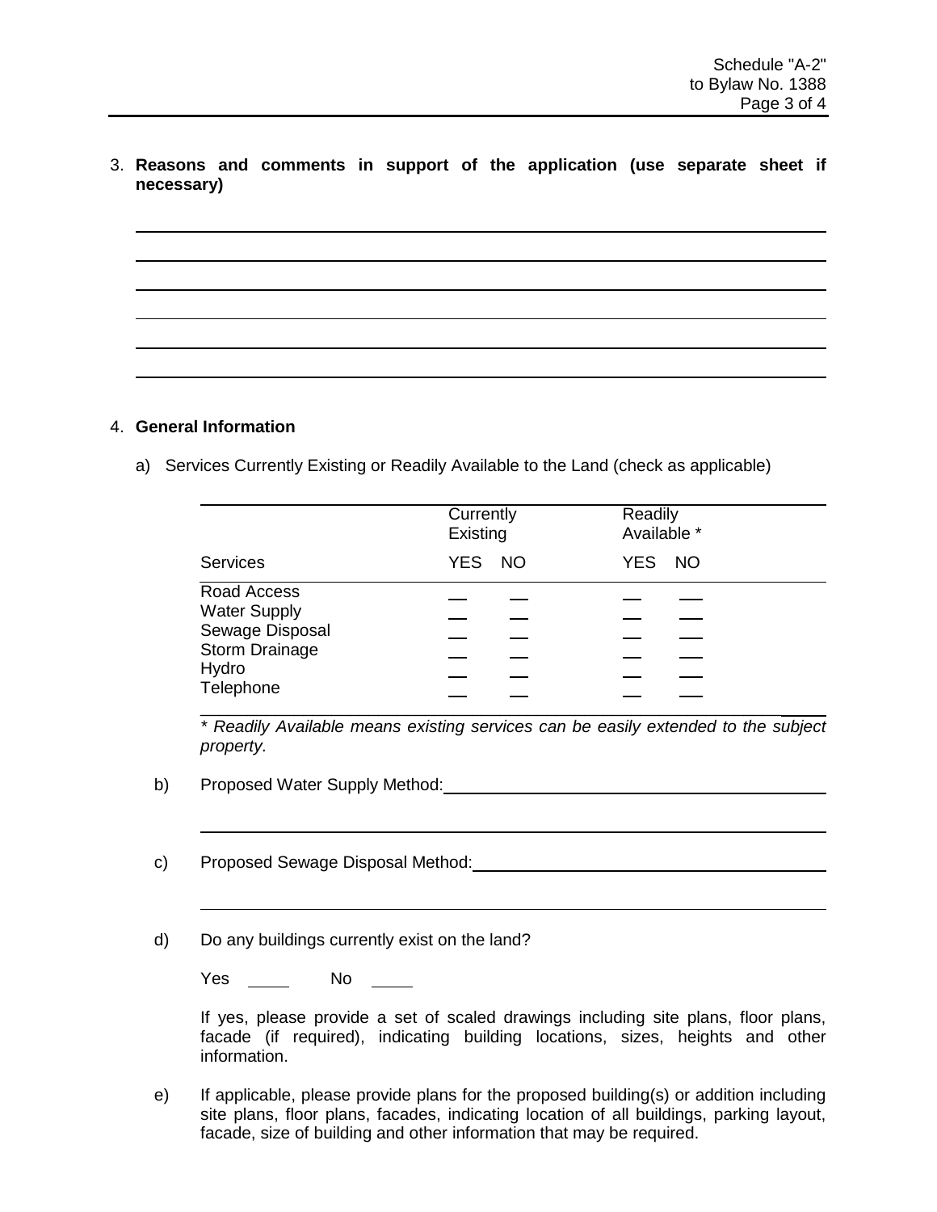3. **Reasons and comments in support of the application (use separate sheet if necessary)**

______________________________________________________________________

______________________________________________________________________

______________________________________________________________________

______________________________________________________________________

______________________________________________________________________

______________________________________________________________________

4. **General Information**

a) Services Currently Existing or Readily Available to the Land (check as applicable)

| | Currently Existing | | Readily Available * | |
|---|---|---|---|---|
| Services | YES | NO | YES | NO |
| Road Access | ___ | ___ | ___ | ___ |
| Water Supply | ___ | ___ | ___ | ___ |
| Sewage Disposal | ___ | ___ | ___ | ___ |
| Storm Drainage | ___ | ___ | ___ | ___ |
| Hydro | ___ | ___ | ___ | ___ |
| Telephone | ___ | ___ | ___ | ___ |

*\* Readily Available means existing services can be easily extended to the subject property.*

b) Proposed Water Supply Method: ______________________________________

______________________________________________________________________

c) Proposed Sewage Disposal Method: ___________________________________

______________________________________________________________________

d) Do any buildings currently exist on the land?

Yes _____ No _____

If yes, please provide a set of scaled drawings including site plans, floor plans, facade (if required), indicating building locations, sizes, heights and other information.

e) If applicable, please provide plans for the proposed building(s) or addition including site plans, floor plans, facades, indicating location of all buildings, parking layout, facade, size of building and other information that may be required.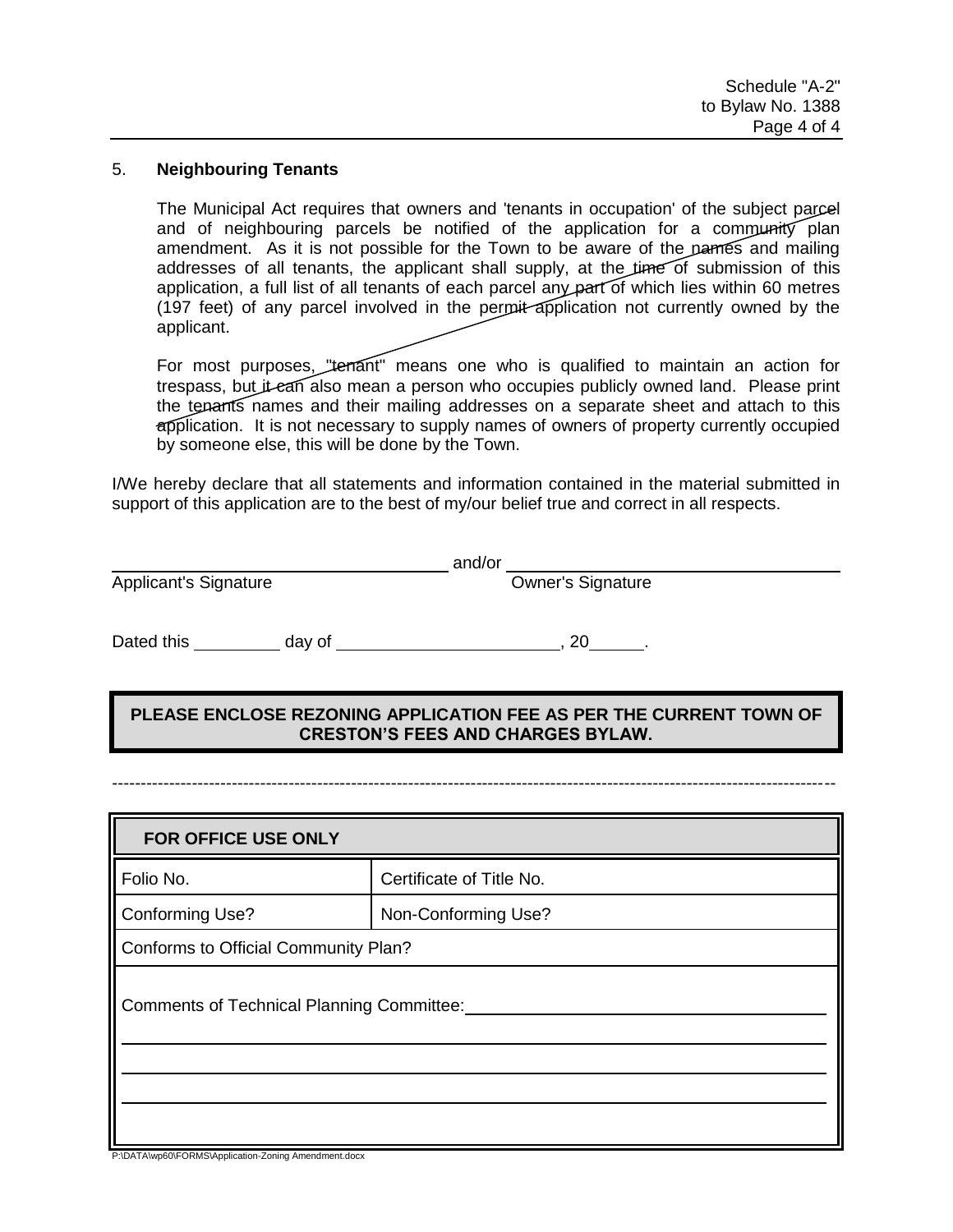## 5. Neighbouring Tenants

The Municipal Act requires that owners and 'tenants in occupation' of the subject parcel and of neighbouring parcels be notified of the application for a community plan amendment. As it is not possible for the Town to be aware of the names and mailing addresses of all tenants, the applicant shall supply, at the time of submission of this application, a full list of all tenants of each parcel any part of which lies within 60 metres (197 feet) of any parcel involved in the permit application not currently owned by the applicant.

For most purposes, "tenant" means one who is qualified to maintain an action for trespass, but it can also mean a person who occupies publicly owned land. Please print the tenants names and their mailing addresses on a separate sheet and attach to this application. It is not necessary to supply names of owners of property currently occupied by someone else, this will be done by the Town.

I/We hereby declare that all statements and information contained in the material submitted in support of this application are to the best of my/our belief true and correct in all respects.

\_\_\_\_\_\_\_\_\_\_\_\_\_\_\_\_\_\_\_\_\_\_\_\_\_\_\_\_\_\_ and/or \_\_\_\_\_\_\_\_\_\_\_\_\_\_\_\_\_\_\_\_\_\_\_\_\_\_\_\_\_\_

Applicant's Signature Owner's Signature

Dated this \_\_\_\_\_\_\_\_ day of \_\_\_\_\_\_\_\_\_\_\_\_\_\_\_\_\_\_\_\_, 20\_\_\_\_\_.

**PLEASE ENCLOSE REZONING APPLICATION FEE AS PER THE CURRENT TOWN OF CRESTON'S FEES AND CHARGES BYLAW.**

---

| FOR OFFICE USE ONLY | |
|---|---|
| Folio No. | Certificate of Title No. |
| Conforming Use? | Non-Conforming Use? |
| Conforms to Official Community Plan? | |
| Comments of Technical Planning Committee: | |

P:\DATA\wp60\FORMS\Application-Zoning Amendment.docx